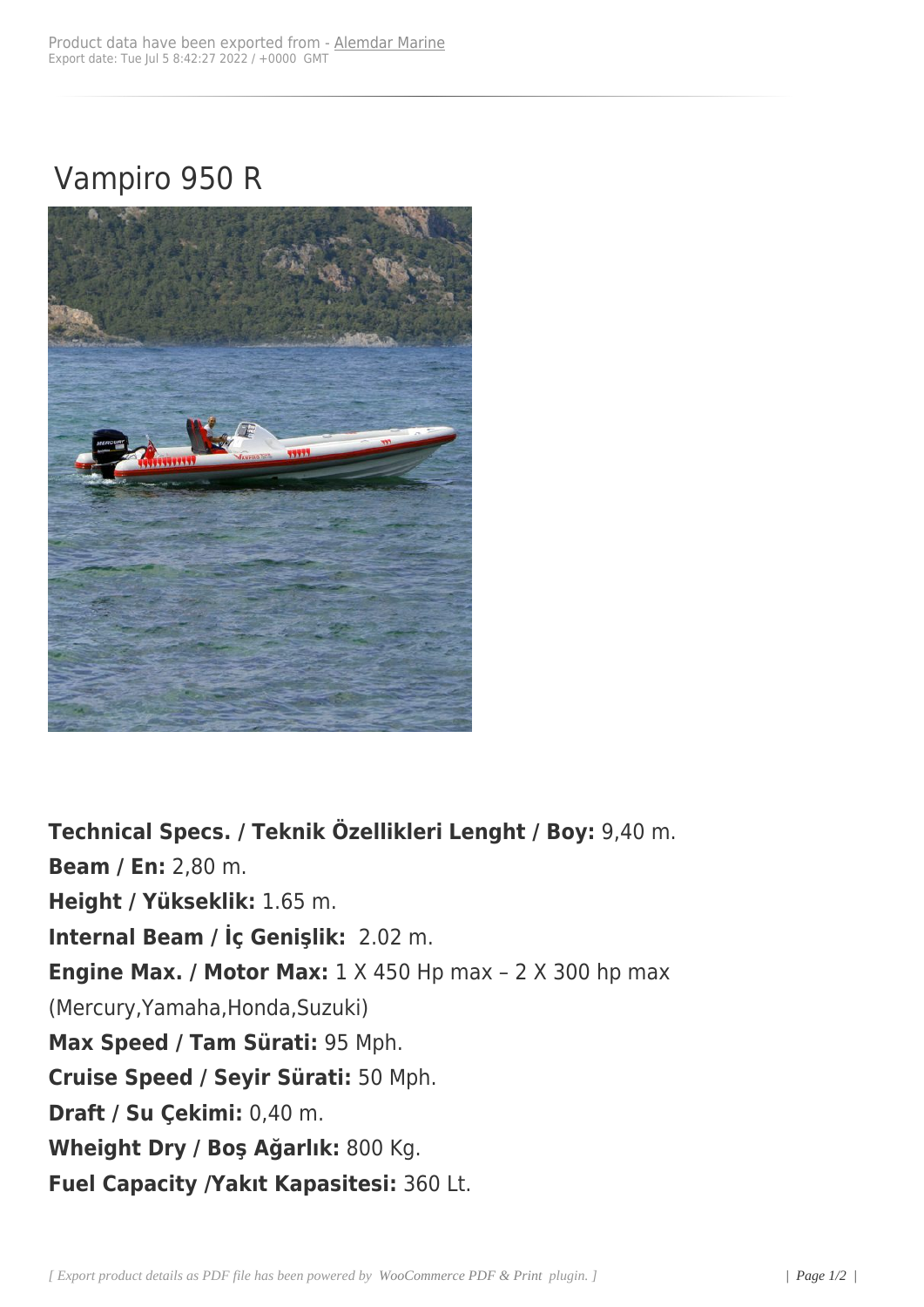Product data have been exported from - Alemdar Marine
Export date: Tue Jul 5 8:42:27 2022 / +0000 GMT

# Vampiro 950 R

**Technical Specs. / Teknik Özellikleri Lenght / Boy:** 9,40 m.
**Beam / En:** 2,80 m.
**Height / Yükseklik:** 1.65 m.
**Internal Beam / İç Genişlik:** 2.02 m.
**Engine Max. / Motor Max:** 1 X 450 Hp max – 2 X 300 hp max (Mercury,Yamaha,Honda,Suzuki)
**Max Speed / Tam Sürati:** 95 Mph.
**Cruise Speed / Seyir Sürati:** 50 Mph.
**Draft / Su Çekimi:** 0,40 m.
**Wheight Dry / Boş Ağarlık:** 800 Kg.
**Fuel Capacity /Yakıt Kapasitesi:** 360 Lt.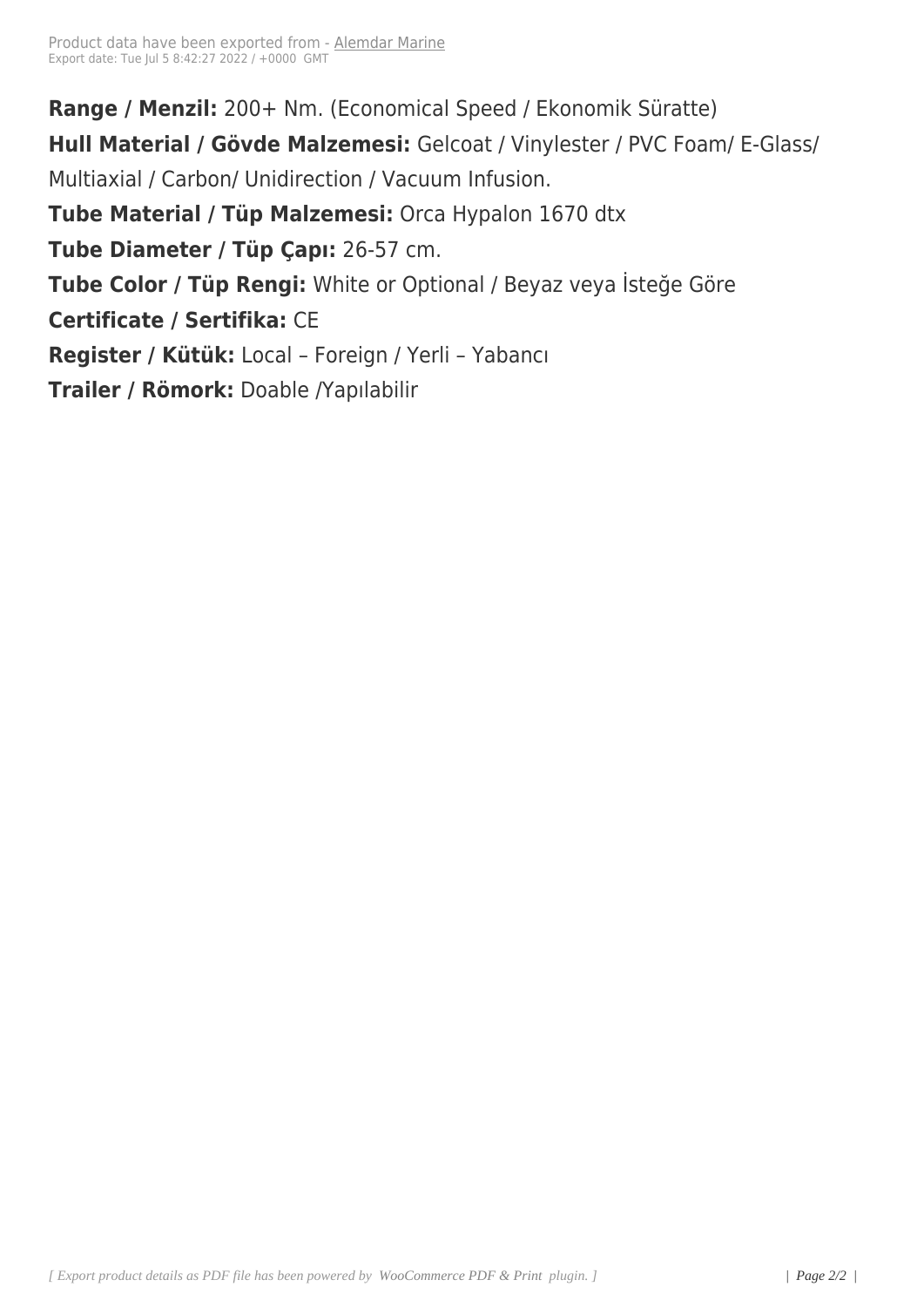**Range / Menzil:** 200+ Nm. (Economical Speed / Ekonomik Süratte)
**Hull Material / Gövde Malzemesi:** Gelcoat / Vinylester / PVC Foam/ E-Glass/ Multiaxial / Carbon/ Unidirection / Vacuum Infusion.
**Tube Material / Tüp Malzemesi:** Orca Hypalon 1670 dtx
**Tube Diameter / Tüp Çapı:** 26-57 cm.
**Tube Color / Tüp Rengi:** White or Optional / Beyaz veya İsteğe Göre
**Certificate / Sertifika:** CE
**Register / Kütük:** Local – Foreign / Yerli – Yabancı
**Trailer / Römork:** Doable /Yapılabilir